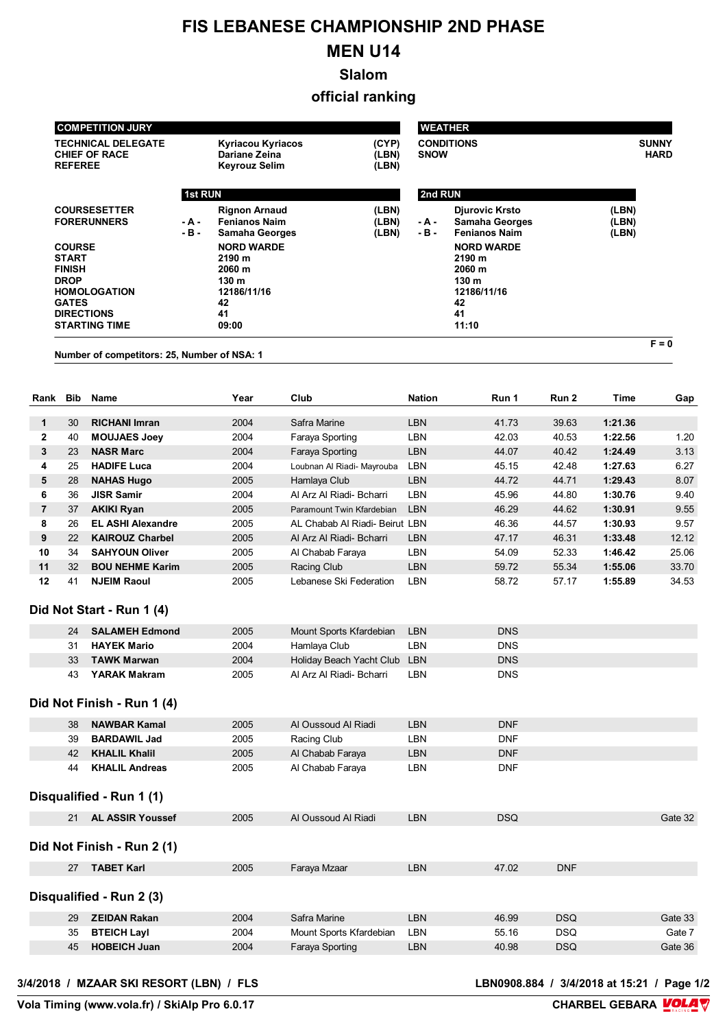# FIS LEBANESE CHAMPIONSHIP 2ND PHASE

# MEN U14

## Slalom

## official ranking

| COMPETITION JURY | | |
|---|---|---|
| TECHNICAL DELEGATE | Kyriacou Kyriacos | (CYP) |
| CHIEF OF RACE | Dariane Zeina | (LBN) |
| REFEREE | Keyrouz Selim | (LBN) |

| WEATHER | |
|---|---|
| CONDITIONS | SUNNY |
| SNOW | HARD |

| | 1st RUN | | 2nd RUN | |
|---|---|---|---|---|
| COURSESETTER | Rignon Arnaud | (LBN) | Djurovic Krsto | (LBN) |
| FORERUNNERS | - A - Fenianos Naim | (LBN) | - A - Samaha Georges | (LBN) |
| | - B - Samaha Georges | (LBN) | - B - Fenianos Naim | (LBN) |
| COURSE | NORD WARDE | | NORD WARDE | |
| START | 2190 m | | 2190 m | |
| FINISH | 2060 m | | 2060 m | |
| DROP | 130 m | | 130 m | |
| HOMOLOGATION | 12186/11/16 | | 12186/11/16 | |
| GATES | 42 | | 42 | |
| DIRECTIONS | 41 | | 41 | |
| STARTING TIME | 09:00 | | 11:10 | |

F = 0

Number of competitors: 25, Number of NSA: 1

| Rank | Bib | Name | Year | Club | Nation | Run 1 | Run 2 | Time | Gap |
|---|---|---|---|---|---|---|---|---|---|
| 1 | 30 | **RICHANI Imran** | 2004 | Safra Marine | LBN | 41.73 | 39.63 | **1:21.36** | |
| 2 | 40 | **MOUJAES Joey** | 2004 | Faraya Sporting | LBN | 42.03 | 40.53 | **1:22.56** | 1.20 |
| 3 | 23 | **NASR Marc** | 2004 | Faraya Sporting | LBN | 44.07 | 40.42 | **1:24.49** | 3.13 |
| 4 | 25 | **HADIFE Luca** | 2004 | Loubnan Al Riadi- Mayrouba | LBN | 45.15 | 42.48 | **1:27.63** | 6.27 |
| 5 | 28 | **NAHAS Hugo** | 2005 | Hamlaya Club | LBN | 44.72 | 44.71 | **1:29.43** | 8.07 |
| 6 | 36 | **JISR Samir** | 2004 | Al Arz Al Riadi- Bcharri | LBN | 45.96 | 44.80 | **1:30.76** | 9.40 |
| 7 | 37 | **AKIKI Ryan** | 2005 | Paramount Twin Kfardebian | LBN | 46.29 | 44.62 | **1:30.91** | 9.55 |
| 8 | 26 | **EL ASHI Alexandre** | 2005 | AL Chabab Al Riadi- Beirut | LBN | 46.36 | 44.57 | **1:30.93** | 9.57 |
| 9 | 22 | **KAIROUZ Charbel** | 2005 | Al Arz Al Riadi- Bcharri | LBN | 47.17 | 46.31 | **1:33.48** | 12.12 |
| 10 | 34 | **SAHYOUN Oliver** | 2005 | Al Chabab Faraya | LBN | 54.09 | 52.33 | **1:46.42** | 25.06 |
| 11 | 32 | **BOU NEHME Karim** | 2005 | Racing Club | LBN | 59.72 | 55.34 | **1:55.06** | 33.70 |
| 12 | 41 | **NJEIM Raoul** | 2005 | Lebanese Ski Federation | LBN | 58.72 | 57.17 | **1:55.89** | 34.53 |

### Did Not Start - Run 1 (4)

| Bib | Name | Year | Club | Nation | Run 1 |
|---|---|---|---|---|---|
| 24 | **SALAMEH Edmond** | 2005 | Mount Sports Kfardebian | LBN | DNS |
| 31 | **HAYEK Mario** | 2004 | Hamlaya Club | LBN | DNS |
| 33 | **TAWK Marwan** | 2004 | Holiday Beach Yacht Club | LBN | DNS |
| 43 | **YARAK Makram** | 2005 | Al Arz Al Riadi- Bcharri | LBN | DNS |

### Did Not Finish - Run 1 (4)

| Bib | Name | Year | Club | Nation | Run 1 |
|---|---|---|---|---|---|
| 38 | **NAWBAR Kamal** | 2005 | Al Oussoud Al Riadi | LBN | DNF |
| 39 | **BARDAWIL Jad** | 2005 | Racing Club | LBN | DNF |
| 42 | **KHALIL Khalil** | 2005 | Al Chabab Faraya | LBN | DNF |
| 44 | **KHALIL Andreas** | 2005 | Al Chabab Faraya | LBN | DNF |

### Disqualified - Run 1 (1)

| Bib | Name | Year | Club | Nation | Run 1 | Gap |
|---|---|---|---|---|---|---|
| 21 | **AL ASSIR Youssef** | 2005 | Al Oussoud Al Riadi | LBN | DSQ | Gate 32 |

### Did Not Finish - Run 2 (1)

| Bib | Name | Year | Club | Nation | Run 1 | Run 2 |
|---|---|---|---|---|---|---|
| 27 | **TABET Karl** | 2005 | Faraya Mzaar | LBN | 47.02 | DNF |

### Disqualified - Run 2 (3)

| Bib | Name | Year | Club | Nation | Run 1 | Run 2 | Gap |
|---|---|---|---|---|---|---|---|
| 29 | **ZEIDAN Rakan** | 2004 | Safra Marine | LBN | 46.99 | DSQ | Gate 33 |
| 35 | **BTEICH Layl** | 2004 | Mount Sports Kfardebian | LBN | 55.16 | DSQ | Gate 7 |
| 45 | **HOBEICH Juan** | 2004 | Faraya Sporting | LBN | 40.98 | DSQ | Gate 36 |

3/4/2018 / MZAAR SKI RESORT (LBN) / FLS — LBN0908.884 / 3/4/2018 at 15:21

Vola Timing (www.vola.fr) / SkiAlp Pro 6.0.17 — CHARBEL GEBARA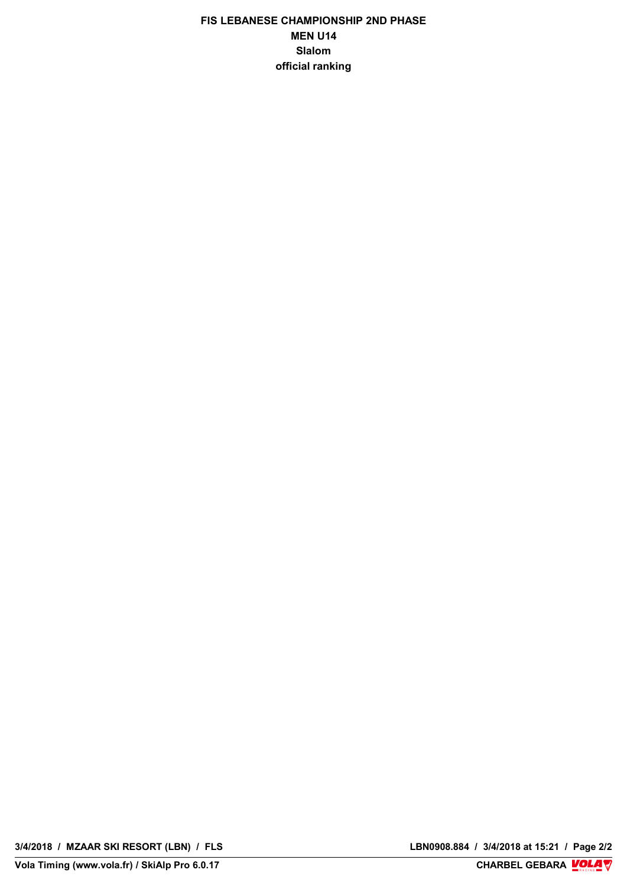# FIS LEBANESE CHAMPIONSHIP 2ND PHASE

## MEN U14

## Slalom

## official ranking